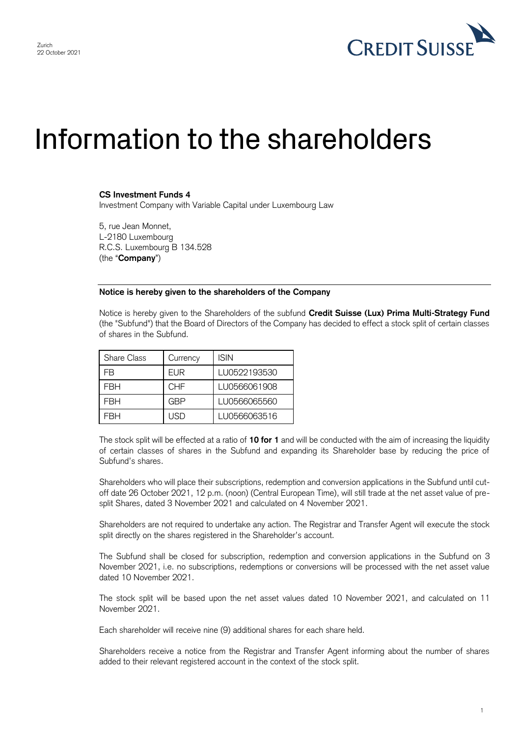Zurich
22 October 2021

# Information to the shareholders

**CS Investment Funds 4**
Investment Company with Variable Capital under Luxembourg Law

5, rue Jean Monnet,
L-2180 Luxembourg
R.C.S. Luxembourg B 134.528
(the "**Company**")

**Notice is hereby given to the shareholders of the Company**

Notice is hereby given to the Shareholders of the subfund **Credit Suisse (Lux) Prima Multi-Strategy Fund** (the "Subfund") that the Board of Directors of the Company has decided to effect a stock split of certain classes of shares in the Subfund.

| Share Class | Currency | ISIN |
|---|---|---|
| FB | EUR | LU0522193530 |
| FBH | CHF | LU0566061908 |
| FBH | GBP | LU0566065560 |
| FBH | USD | LU0566063516 |

The stock split will be effected at a ratio of **10 for 1** and will be conducted with the aim of increasing the liquidity of certain classes of shares in the Subfund and expanding its Shareholder base by reducing the price of Subfund's shares.

Shareholders who will place their subscriptions, redemption and conversion applications in the Subfund until cut-off date 26 October 2021, 12 p.m. (noon) (Central European Time), will still trade at the net asset value of pre-split Shares, dated 3 November 2021 and calculated on 4 November 2021.

Shareholders are not required to undertake any action. The Registrar and Transfer Agent will execute the stock split directly on the shares registered in the Shareholder's account.

The Subfund shall be closed for subscription, redemption and conversion applications in the Subfund on 3 November 2021, i.e. no subscriptions, redemptions or conversions will be processed with the net asset value dated 10 November 2021.

The stock split will be based upon the net asset values dated 10 November 2021, and calculated on 11 November 2021.

Each shareholder will receive nine (9) additional shares for each share held.

Shareholders receive a notice from the Registrar and Transfer Agent informing about the number of shares added to their relevant registered account in the context of the stock split.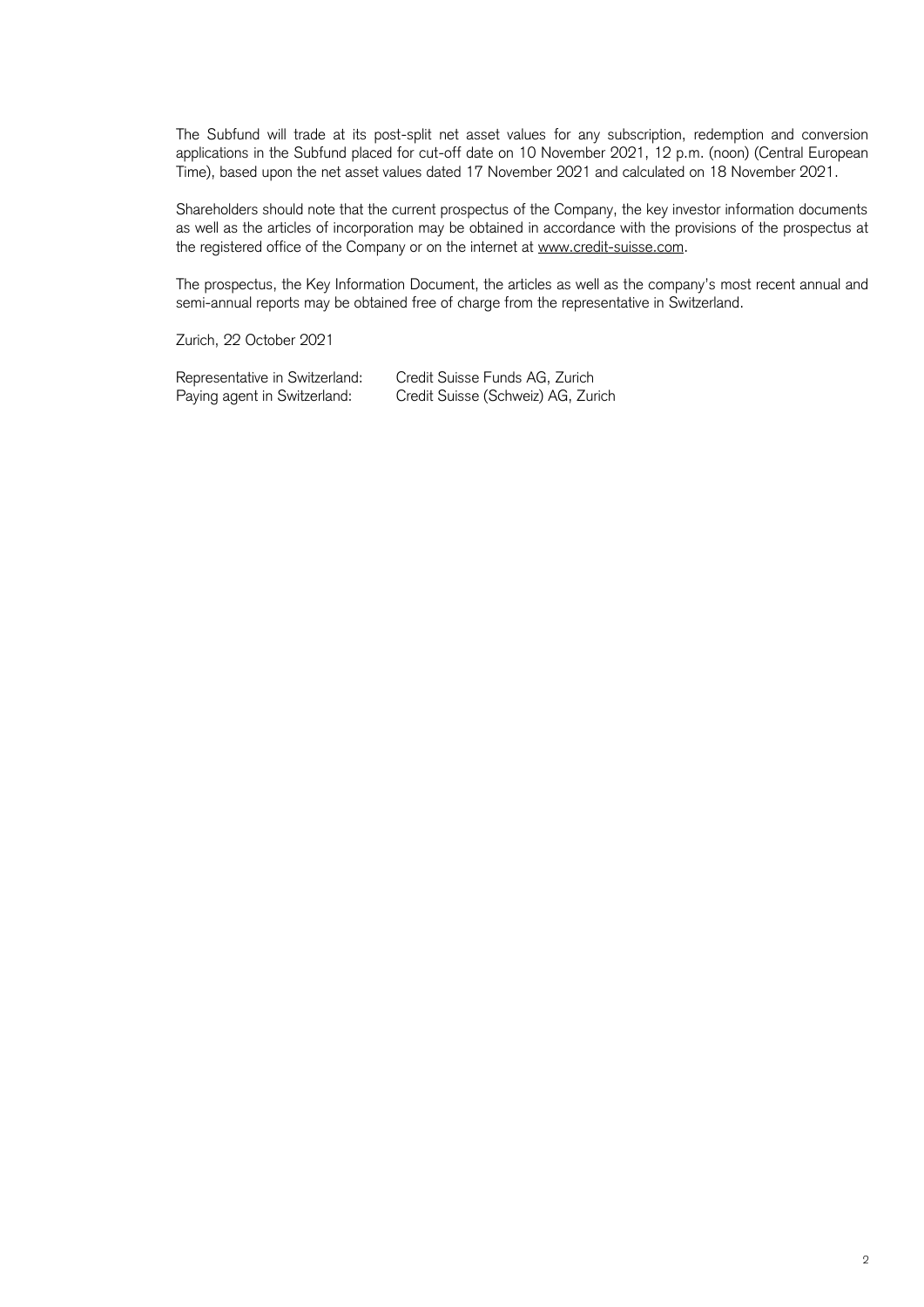The Subfund will trade at its post-split net asset values for any subscription, redemption and conversion applications in the Subfund placed for cut-off date on 10 November 2021, 12 p.m. (noon) (Central European Time), based upon the net asset values dated 17 November 2021 and calculated on 18 November 2021.

Shareholders should note that the current prospectus of the Company, the key investor information documents as well as the articles of incorporation may be obtained in accordance with the provisions of the prospectus at the registered office of the Company or on the internet at www.credit-suisse.com.

The prospectus, the Key Information Document, the articles as well as the company's most recent annual and semi-annual reports may be obtained free of charge from the representative in Switzerland.

Zurich, 22 October 2021

| | |
|---|---|
| Representative in Switzerland: | Credit Suisse Funds AG, Zurich |
| Paying agent in Switzerland: | Credit Suisse (Schweiz) AG, Zurich |